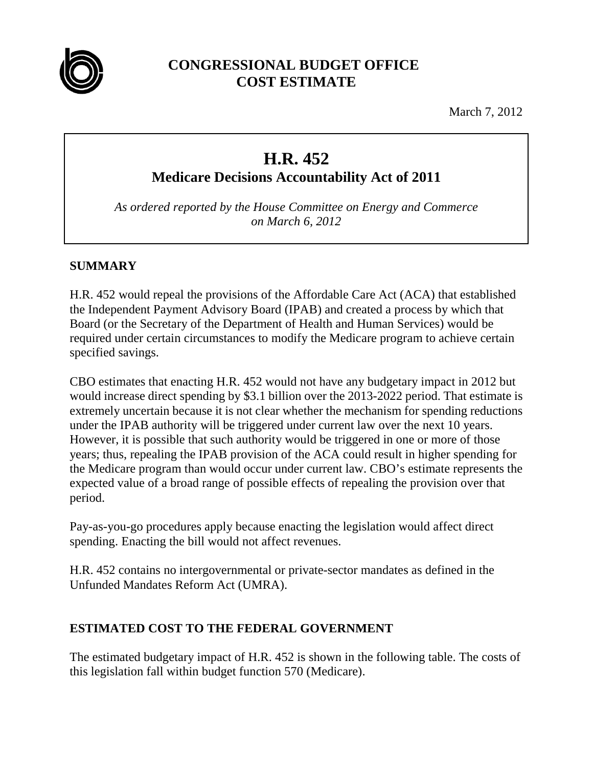# CONGRESSIONAL BUDGET OFFICE COST ESTIMATE

March 7, 2012

## H.R. 452

### Medicare Decisions Accountability Act of 2011

*As ordered reported by the House Committee on Energy and Commerce on March 6, 2012*

## SUMMARY

H.R. 452 would repeal the provisions of the Affordable Care Act (ACA) that established the Independent Payment Advisory Board (IPAB) and created a process by which that Board (or the Secretary of the Department of Health and Human Services) would be required under certain circumstances to modify the Medicare program to achieve certain specified savings.

CBO estimates that enacting H.R. 452 would not have any budgetary impact in 2012 but would increase direct spending by $3.1 billion over the 2013-2022 period. That estimate is extremely uncertain because it is not clear whether the mechanism for spending reductions under the IPAB authority will be triggered under current law over the next 10 years. However, it is possible that such authority would be triggered in one or more of those years; thus, repealing the IPAB provision of the ACA could result in higher spending for the Medicare program than would occur under current law. CBO's estimate represents the expected value of a broad range of possible effects of repealing the provision over that period.

Pay-as-you-go procedures apply because enacting the legislation would affect direct spending. Enacting the bill would not affect revenues.

H.R. 452 contains no intergovernmental or private-sector mandates as defined in the Unfunded Mandates Reform Act (UMRA).

## ESTIMATED COST TO THE FEDERAL GOVERNMENT

The estimated budgetary impact of H.R. 452 is shown in the following table. The costs of this legislation fall within budget function 570 (Medicare).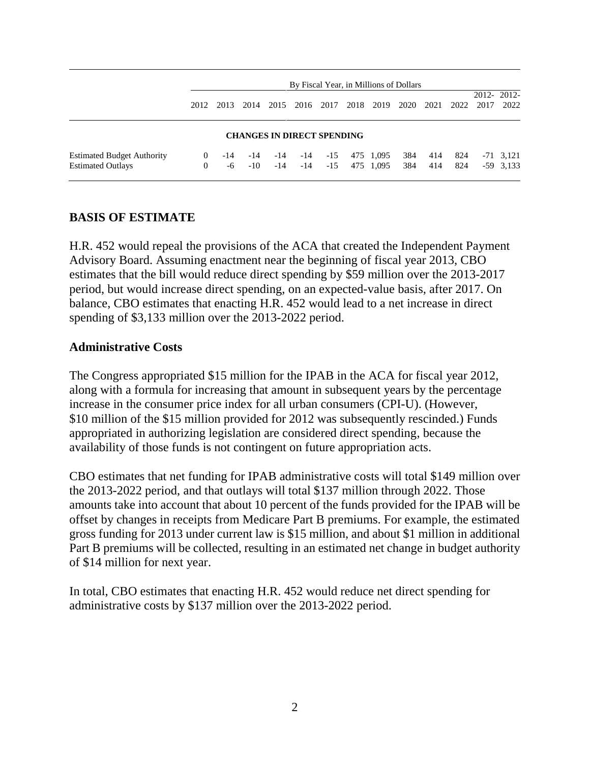| | By Fiscal Year, in Millions of Dollars | | | | | | | | | | | | |
|---|---|---|---|---|---|---|---|---|---|---|---|---|---|
| | 2012 | 2013 | 2014 | 2015 | 2016 | 2017 | 2018 | 2019 | 2020 | 2021 | 2022 | 2012-2017 | 2012-2022 |
| **CHANGES IN DIRECT SPENDING** | | | | | | | | | | | | | |
| Estimated Budget Authority | 0 | -14 | -14 | -14 | -14 | -15 | 475 | 1,095 | 384 | 414 | 824 | -71 | 3,121 |
| Estimated Outlays | 0 | -6 | -10 | -14 | -14 | -15 | 475 | 1,095 | 384 | 414 | 824 | -59 | 3,133 |

## BASIS OF ESTIMATE

H.R. 452 would repeal the provisions of the ACA that created the Independent Payment Advisory Board. Assuming enactment near the beginning of fiscal year 2013, CBO estimates that the bill would reduce direct spending by $59 million over the 2013-2017 period, but would increase direct spending, on an expected-value basis, after 2017. On balance, CBO estimates that enacting H.R. 452 would lead to a net increase in direct spending of $3,133 million over the 2013-2022 period.

### Administrative Costs

The Congress appropriated $15 million for the IPAB in the ACA for fiscal year 2012, along with a formula for increasing that amount in subsequent years by the percentage increase in the consumer price index for all urban consumers (CPI-U). (However, $10 million of the $15 million provided for 2012 was subsequently rescinded.) Funds appropriated in authorizing legislation are considered direct spending, because the availability of those funds is not contingent on future appropriation acts.

CBO estimates that net funding for IPAB administrative costs will total $149 million over the 2013-2022 period, and that outlays will total $137 million through 2022. Those amounts take into account that about 10 percent of the funds provided for the IPAB will be offset by changes in receipts from Medicare Part B premiums. For example, the estimated gross funding for 2013 under current law is $15 million, and about $1 million in additional Part B premiums will be collected, resulting in an estimated net change in budget authority of $14 million for next year.

In total, CBO estimates that enacting H.R. 452 would reduce net direct spending for administrative costs by $137 million over the 2013-2022 period.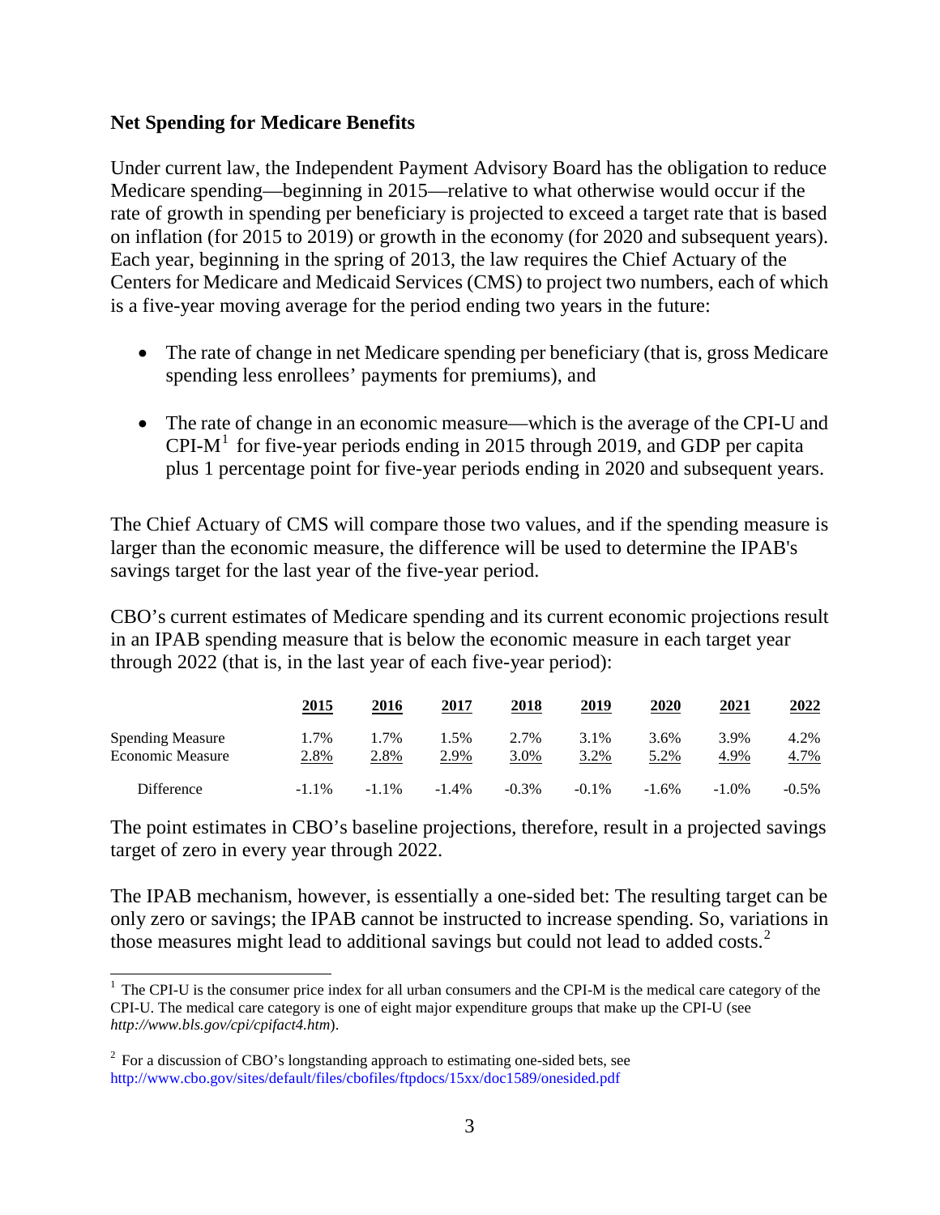**Net Spending for Medicare Benefits**

Under current law, the Independent Payment Advisory Board has the obligation to reduce Medicare spending—beginning in 2015—relative to what otherwise would occur if the rate of growth in spending per beneficiary is projected to exceed a target rate that is based on inflation (for 2015 to 2019) or growth in the economy (for 2020 and subsequent years). Each year, beginning in the spring of 2013, the law requires the Chief Actuary of the Centers for Medicare and Medicaid Services (CMS) to project two numbers, each of which is a five-year moving average for the period ending two years in the future:

- The rate of change in net Medicare spending per beneficiary (that is, gross Medicare spending less enrollees' payments for premiums), and
- The rate of change in an economic measure—which is the average of the CPI-U and CPI-M[1] for five-year periods ending in 2015 through 2019, and GDP per capita plus 1 percentage point for five-year periods ending in 2020 and subsequent years.

The Chief Actuary of CMS will compare those two values, and if the spending measure is larger than the economic measure, the difference will be used to determine the IPAB's savings target for the last year of the five-year period.

CBO's current estimates of Medicare spending and its current economic projections result in an IPAB spending measure that is below the economic measure in each target year through 2022 (that is, in the last year of each five-year period):

| | 2015 | 2016 | 2017 | 2018 | 2019 | 2020 | 2021 | 2022 |
|---|---|---|---|---|---|---|---|---|
| Spending Measure | 1.7% | 1.7% | 1.5% | 2.7% | 3.1% | 3.6% | 3.9% | 4.2% |
| Economic Measure | 2.8% | 2.8% | 2.9% | 3.0% | 3.2% | 5.2% | 4.9% | 4.7% |
| Difference | -1.1% | -1.1% | -1.4% | -0.3% | -0.1% | -1.6% | -1.0% | -0.5% |

The point estimates in CBO's baseline projections, therefore, result in a projected savings target of zero in every year through 2022.

The IPAB mechanism, however, is essentially a one-sided bet: The resulting target can be only zero or savings; the IPAB cannot be instructed to increase spending. So, variations in those measures might lead to additional savings but could not lead to added costs.[2]

---

[1] The CPI-U is the consumer price index for all urban consumers and the CPI-M is the medical care category of the CPI-U. The medical care category is one of eight major expenditure groups that make up the CPI-U (see *http://www.bls.gov/cpi/cpifact4.htm*).

[2] For a discussion of CBO's longstanding approach to estimating one-sided bets, see http://www.cbo.gov/sites/default/files/cbofiles/ftpdocs/15xx/doc1589/onesided.pdf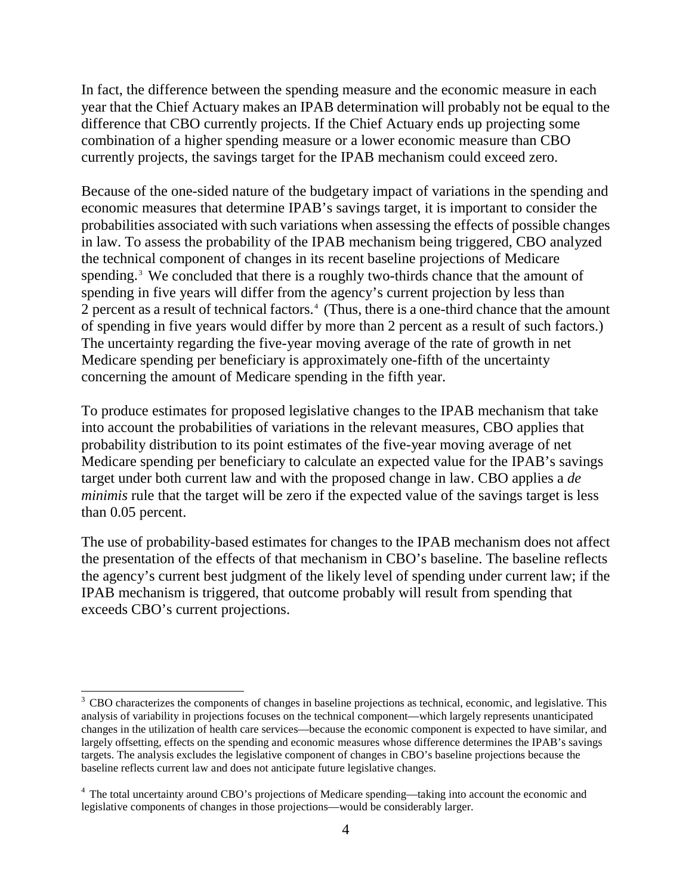In fact, the difference between the spending measure and the economic measure in each year that the Chief Actuary makes an IPAB determination will probably not be equal to the difference that CBO currently projects. If the Chief Actuary ends up projecting some combination of a higher spending measure or a lower economic measure than CBO currently projects, the savings target for the IPAB mechanism could exceed zero.

Because of the one-sided nature of the budgetary impact of variations in the spending and economic measures that determine IPAB's savings target, it is important to consider the probabilities associated with such variations when assessing the effects of possible changes in law. To assess the probability of the IPAB mechanism being triggered, CBO analyzed the technical component of changes in its recent baseline projections of Medicare spending.[3] We concluded that there is a roughly two-thirds chance that the amount of spending in five years will differ from the agency's current projection by less than 2 percent as a result of technical factors.[4] (Thus, there is a one-third chance that the amount of spending in five years would differ by more than 2 percent as a result of such factors.) The uncertainty regarding the five-year moving average of the rate of growth in net Medicare spending per beneficiary is approximately one-fifth of the uncertainty concerning the amount of Medicare spending in the fifth year.

To produce estimates for proposed legislative changes to the IPAB mechanism that take into account the probabilities of variations in the relevant measures, CBO applies that probability distribution to its point estimates of the five-year moving average of net Medicare spending per beneficiary to calculate an expected value for the IPAB's savings target under both current law and with the proposed change in law. CBO applies a *de minimis* rule that the target will be zero if the expected value of the savings target is less than 0.05 percent.

The use of probability-based estimates for changes to the IPAB mechanism does not affect the presentation of the effects of that mechanism in CBO's baseline. The baseline reflects the agency's current best judgment of the likely level of spending under current law; if the IPAB mechanism is triggered, that outcome probably will result from spending that exceeds CBO's current projections.

---

[3] CBO characterizes the components of changes in baseline projections as technical, economic, and legislative. This analysis of variability in projections focuses on the technical component—which largely represents unanticipated changes in the utilization of health care services—because the economic component is expected to have similar, and largely offsetting, effects on the spending and economic measures whose difference determines the IPAB's savings targets. The analysis excludes the legislative component of changes in CBO's baseline projections because the baseline reflects current law and does not anticipate future legislative changes.

[4] The total uncertainty around CBO's projections of Medicare spending—taking into account the economic and legislative components of changes in those projections—would be considerably larger.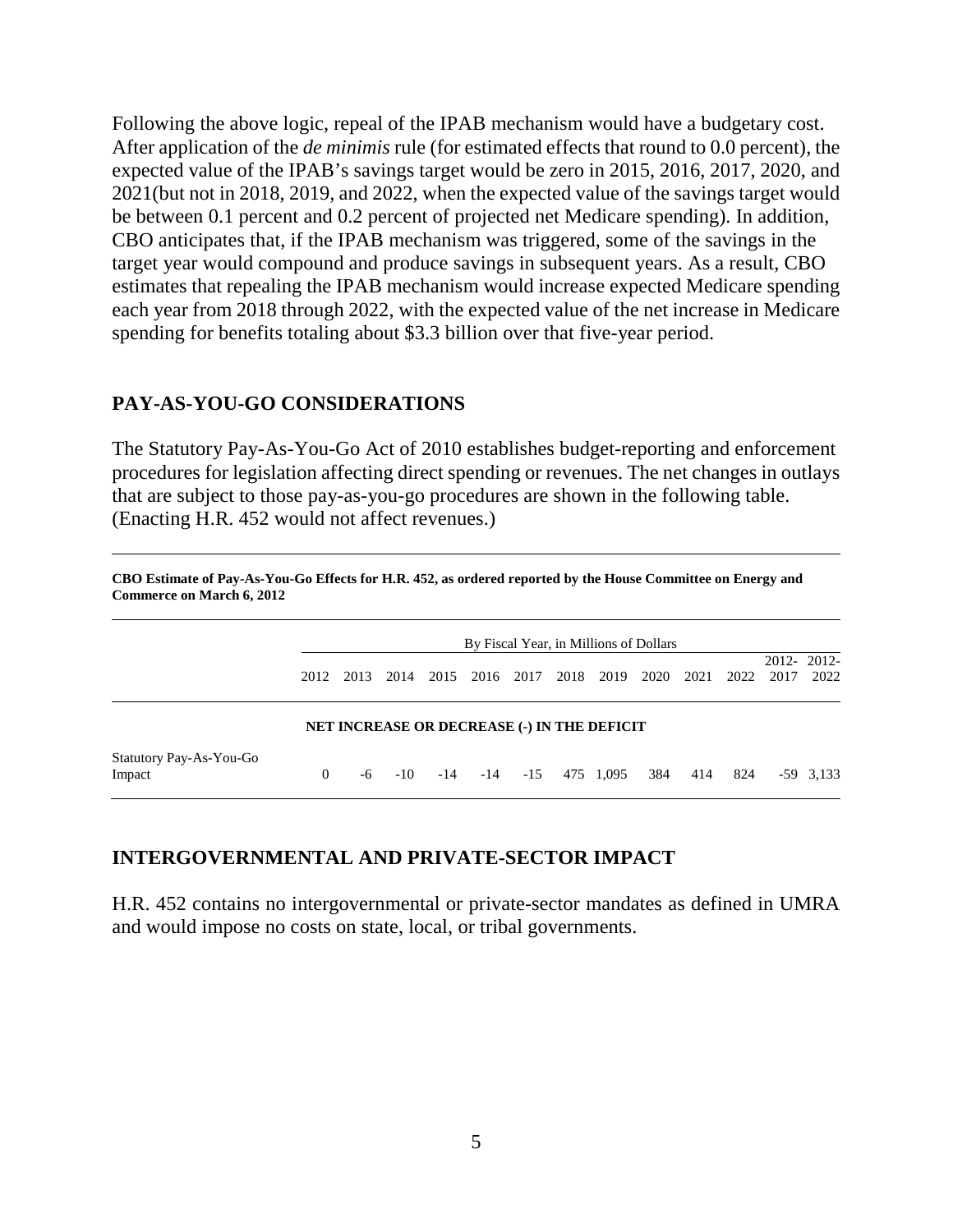Following the above logic, repeal of the IPAB mechanism would have a budgetary cost. After application of the *de minimis* rule (for estimated effects that round to 0.0 percent), the expected value of the IPAB's savings target would be zero in 2015, 2016, 2017, 2020, and 2021(but not in 2018, 2019, and 2022, when the expected value of the savings target would be between 0.1 percent and 0.2 percent of projected net Medicare spending). In addition, CBO anticipates that, if the IPAB mechanism was triggered, some of the savings in the target year would compound and produce savings in subsequent years. As a result, CBO estimates that repealing the IPAB mechanism would increase expected Medicare spending each year from 2018 through 2022, with the expected value of the net increase in Medicare spending for benefits totaling about $3.3 billion over that five-year period.

## PAY-AS-YOU-GO CONSIDERATIONS

The Statutory Pay-As-You-Go Act of 2010 establishes budget-reporting and enforcement procedures for legislation affecting direct spending or revenues. The net changes in outlays that are subject to those pay-as-you-go procedures are shown in the following table. (Enacting H.R. 452 would not affect revenues.)

**CBO Estimate of Pay-As-You-Go Effects for H.R. 452, as ordered reported by the House Committee on Energy and Commerce on March 6, 2012**

| | By Fiscal Year, in Millions of Dollars | | | | | | | | | | | | |
|---|---|---|---|---|---|---|---|---|---|---|---|---|---|
| | 2012 | 2013 | 2014 | 2015 | 2016 | 2017 | 2018 | 2019 | 2020 | 2021 | 2022 | 2012-2017 | 2012-2022 |
| | **NET INCREASE OR DECREASE (-) IN THE DEFICIT** | | | | | | | | | | | | |
| Statutory Pay-As-You-Go Impact | 0 | -6 | -10 | -14 | -14 | -15 | 475 | 1,095 | 384 | 414 | 824 | -59 | 3,133 |

## INTERGOVERNMENTAL AND PRIVATE-SECTOR IMPACT

H.R. 452 contains no intergovernmental or private-sector mandates as defined in UMRA and would impose no costs on state, local, or tribal governments.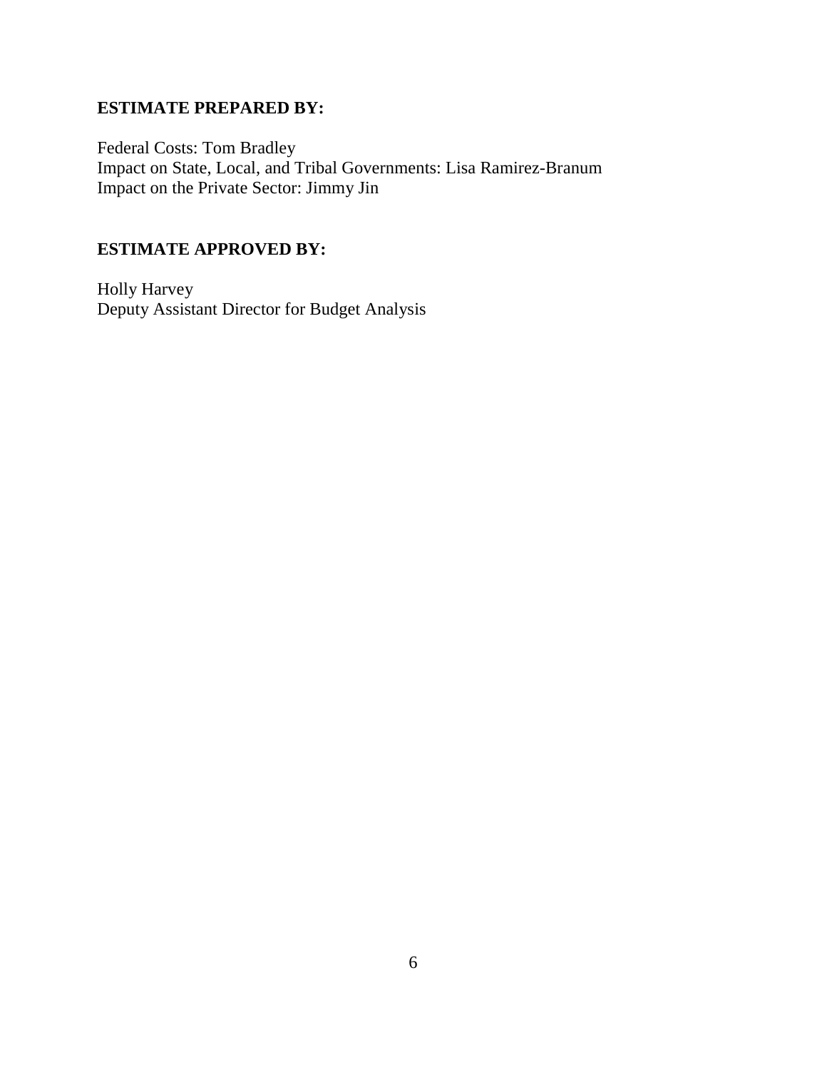**ESTIMATE PREPARED BY:**

Federal Costs: Tom Bradley
Impact on State, Local, and Tribal Governments: Lisa Ramirez-Branum
Impact on the Private Sector: Jimmy Jin

**ESTIMATE APPROVED BY:**

Holly Harvey
Deputy Assistant Director for Budget Analysis